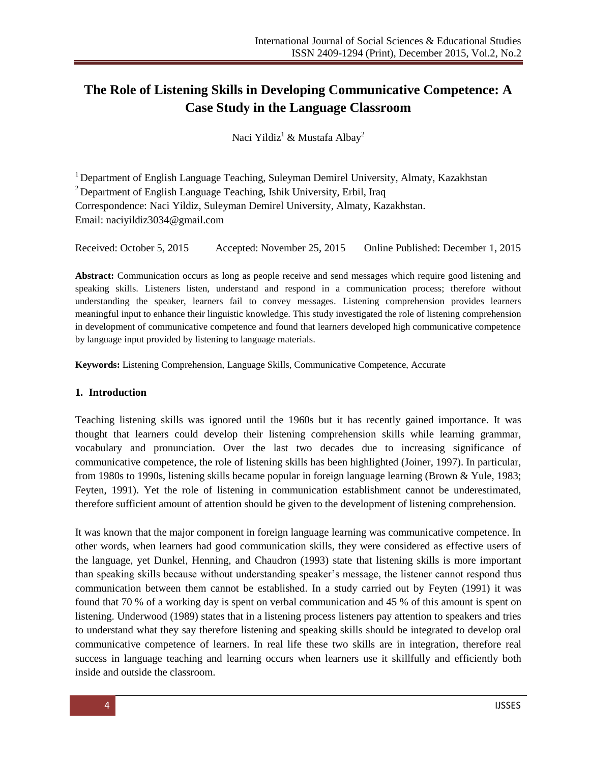# The Role of Listening Skills in Developing Communicative Competence: A Case Study in the Language Classroom

Naci Yildiz[1] & Mustafa Albay[2]

[1] Department of English Language Teaching, Suleyman Demirel University, Almaty, Kazakhstan
[2] Department of English Language Teaching, Ishik University, Erbil, Iraq
Correspondence: Naci Yildiz, Suleyman Demirel University, Almaty, Kazakhstan.
Email: naciyildiz3034@gmail.com

Received: October 5, 2015 Accepted: November 25, 2015 Online Published: December 1, 2015

**Abstract:** Communication occurs as long as people receive and send messages which require good listening and speaking skills. Listeners listen, understand and respond in a communication process; therefore without understanding the speaker, learners fail to convey messages. Listening comprehension provides learners meaningful input to enhance their linguistic knowledge. This study investigated the role of listening comprehension in development of communicative competence and found that learners developed high communicative competence by language input provided by listening to language materials.

**Keywords:** Listening Comprehension, Language Skills, Communicative Competence, Accurate

## 1. Introduction

Teaching listening skills was ignored until the 1960s but it has recently gained importance. It was thought that learners could develop their listening comprehension skills while learning grammar, vocabulary and pronunciation. Over the last two decades due to increasing significance of communicative competence, the role of listening skills has been highlighted (Joiner, 1997). In particular, from 1980s to 1990s, listening skills became popular in foreign language learning (Brown & Yule, 1983; Feyten, 1991). Yet the role of listening in communication establishment cannot be underestimated, therefore sufficient amount of attention should be given to the development of listening comprehension.

It was known that the major component in foreign language learning was communicative competence. In other words, when learners had good communication skills, they were considered as effective users of the language, yet Dunkel, Henning, and Chaudron (1993) state that listening skills is more important than speaking skills because without understanding speaker's message, the listener cannot respond thus communication between them cannot be established. In a study carried out by Feyten (1991) it was found that 70 % of a working day is spent on verbal communication and 45 % of this amount is spent on listening. Underwood (1989) states that in a listening process listeners pay attention to speakers and tries to understand what they say therefore listening and speaking skills should be integrated to develop oral communicative competence of learners. In real life these two skills are in integration, therefore real success in language teaching and learning occurs when learners use it skillfully and efficiently both inside and outside the classroom.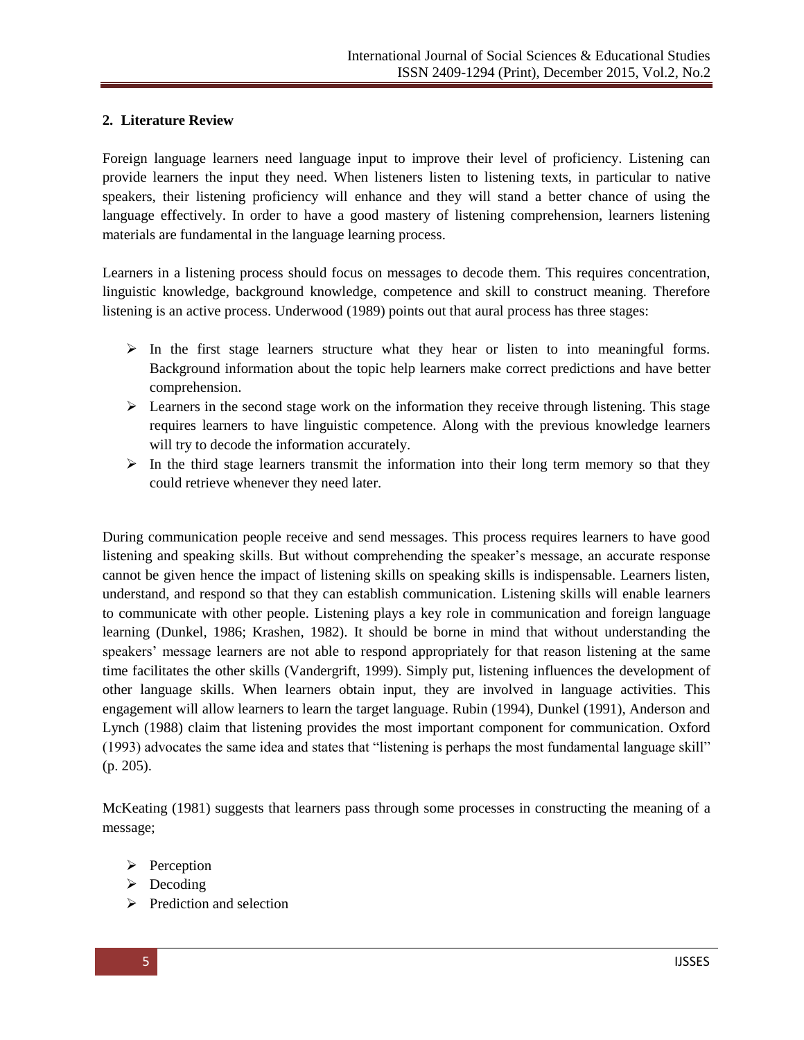## 2. Literature Review

Foreign language learners need language input to improve their level of proficiency. Listening can provide learners the input they need. When listeners listen to listening texts, in particular to native speakers, their listening proficiency will enhance and they will stand a better chance of using the language effectively. In order to have a good mastery of listening comprehension, learners listening materials are fundamental in the language learning process.

Learners in a listening process should focus on messages to decode them. This requires concentration, linguistic knowledge, background knowledge, competence and skill to construct meaning. Therefore listening is an active process. Underwood (1989) points out that aural process has three stages:

- In the first stage learners structure what they hear or listen to into meaningful forms. Background information about the topic help learners make correct predictions and have better comprehension.
- Learners in the second stage work on the information they receive through listening. This stage requires learners to have linguistic competence. Along with the previous knowledge learners will try to decode the information accurately.
- In the third stage learners transmit the information into their long term memory so that they could retrieve whenever they need later.

During communication people receive and send messages. This process requires learners to have good listening and speaking skills. But without comprehending the speaker's message, an accurate response cannot be given hence the impact of listening skills on speaking skills is indispensable. Learners listen, understand, and respond so that they can establish communication. Listening skills will enable learners to communicate with other people. Listening plays a key role in communication and foreign language learning (Dunkel, 1986; Krashen, 1982). It should be borne in mind that without understanding the speakers' message learners are not able to respond appropriately for that reason listening at the same time facilitates the other skills (Vandergrift, 1999). Simply put, listening influences the development of other language skills. When learners obtain input, they are involved in language activities. This engagement will allow learners to learn the target language. Rubin (1994), Dunkel (1991), Anderson and Lynch (1988) claim that listening provides the most important component for communication. Oxford (1993) advocates the same idea and states that "listening is perhaps the most fundamental language skill" (p. 205).

McKeating (1981) suggests that learners pass through some processes in constructing the meaning of a message;

- Perception
- Decoding
- Prediction and selection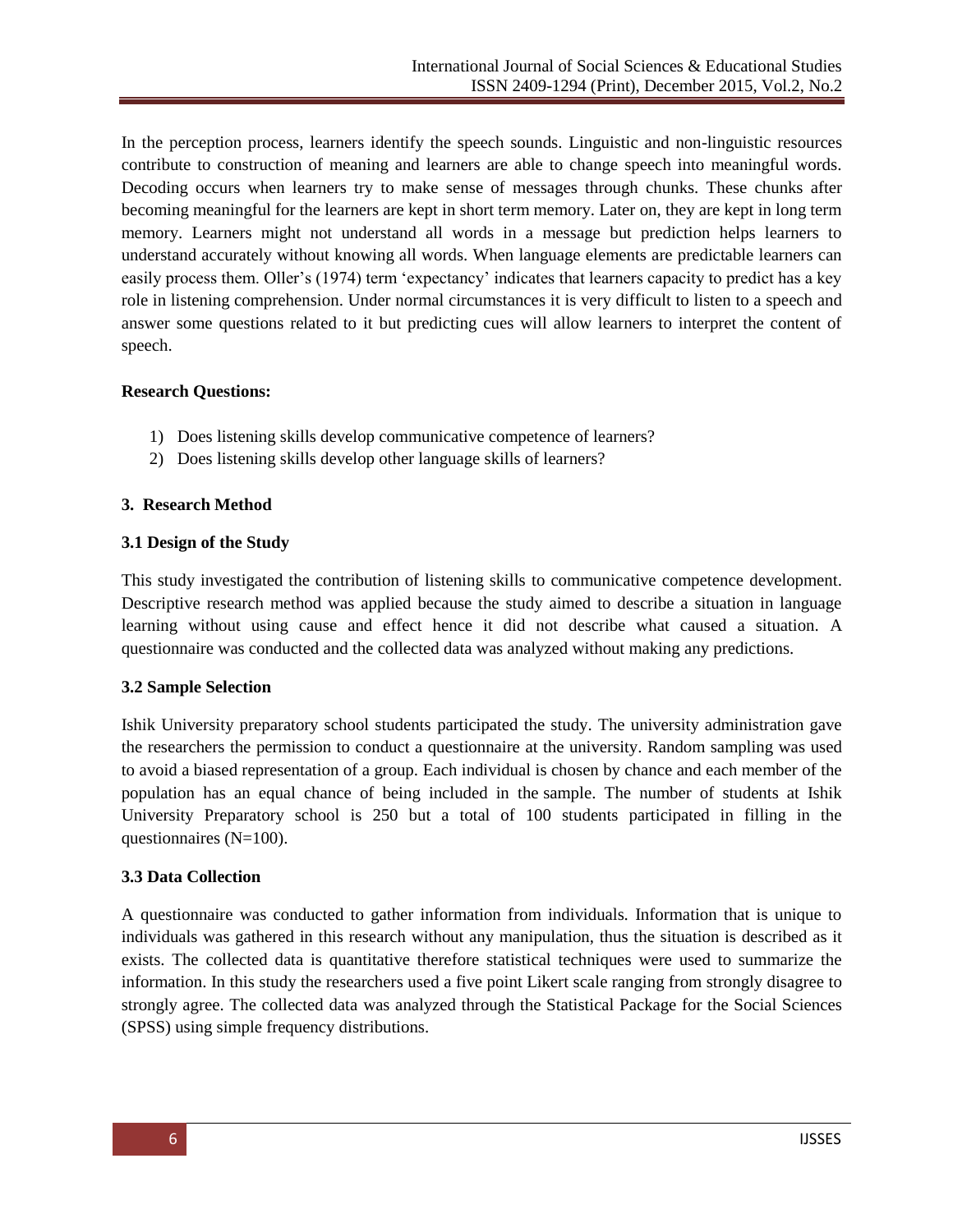In the perception process, learners identify the speech sounds. Linguistic and non-linguistic resources contribute to construction of meaning and learners are able to change speech into meaningful words. Decoding occurs when learners try to make sense of messages through chunks. These chunks after becoming meaningful for the learners are kept in short term memory. Later on, they are kept in long term memory. Learners might not understand all words in a message but prediction helps learners to understand accurately without knowing all words. When language elements are predictable learners can easily process them. Oller's (1974) term 'expectancy' indicates that learners capacity to predict has a key role in listening comprehension. Under normal circumstances it is very difficult to listen to a speech and answer some questions related to it but predicting cues will allow learners to interpret the content of speech.

**Research Questions:**

1) Does listening skills develop communicative competence of learners?
2) Does listening skills develop other language skills of learners?

## 3. Research Method

### 3.1 Design of the Study

This study investigated the contribution of listening skills to communicative competence development. Descriptive research method was applied because the study aimed to describe a situation in language learning without using cause and effect hence it did not describe what caused a situation. A questionnaire was conducted and the collected data was analyzed without making any predictions.

### 3.2 Sample Selection

Ishik University preparatory school students participated the study. The university administration gave the researchers the permission to conduct a questionnaire at the university. Random sampling was used to avoid a biased representation of a group. Each individual is chosen by chance and each member of the population has an equal chance of being included in the sample. The number of students at Ishik University Preparatory school is 250 but a total of 100 students participated in filling in the questionnaires (N=100).

### 3.3 Data Collection

A questionnaire was conducted to gather information from individuals. Information that is unique to individuals was gathered in this research without any manipulation, thus the situation is described as it exists. The collected data is quantitative therefore statistical techniques were used to summarize the information. In this study the researchers used a five point Likert scale ranging from strongly disagree to strongly agree. The collected data was analyzed through the Statistical Package for the Social Sciences (SPSS) using simple frequency distributions.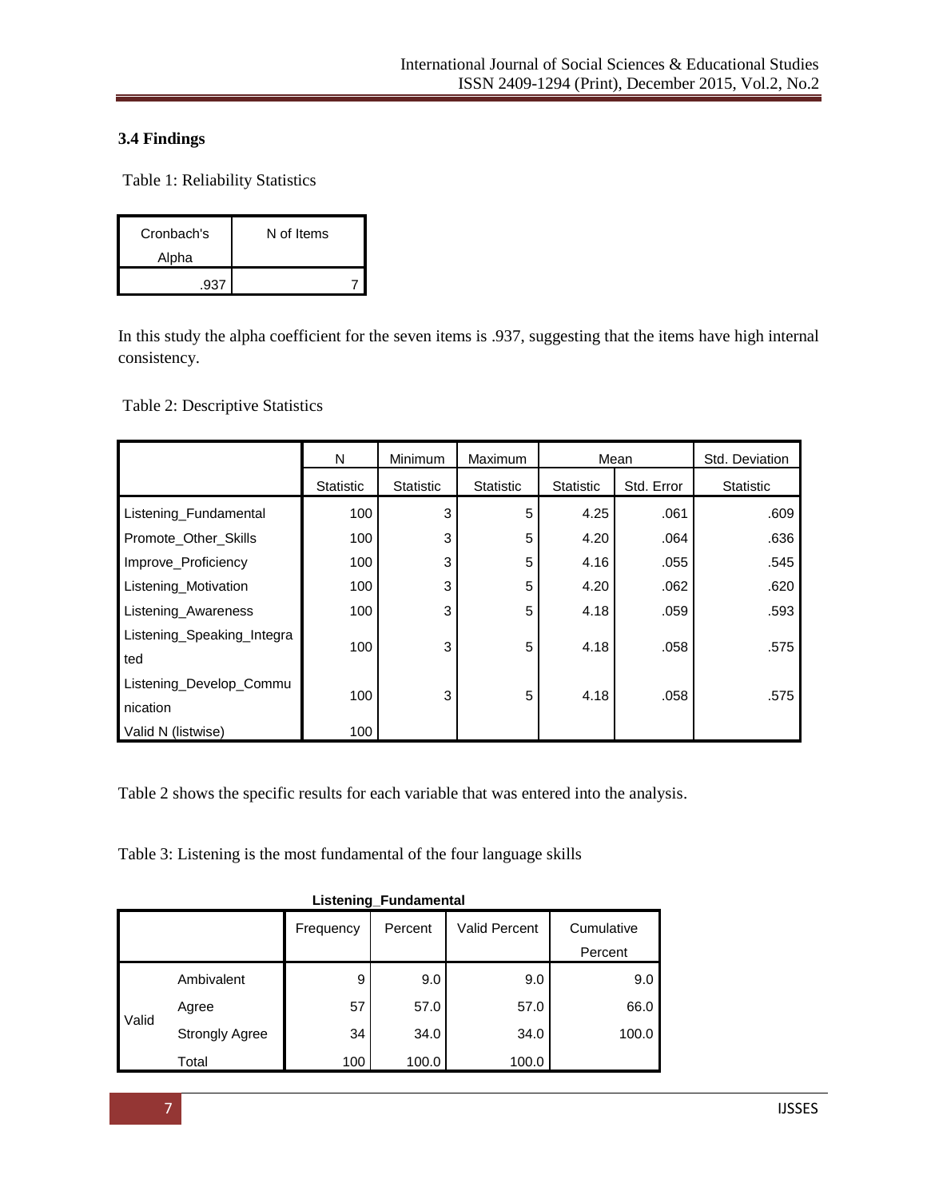### 3.4 Findings

Table 1: Reliability Statistics

| Cronbach's Alpha | N of Items |
|---|---|
| .937 | 7 |

In this study the alpha coefficient for the seven items is .937, suggesting that the items have high internal consistency.

Table 2: Descriptive Statistics

| | N | Minimum | Maximum | Mean | | Std. Deviation |
|---|---|---|---|---|---|---|
| | Statistic | Statistic | Statistic | Statistic | Std. Error | Statistic |
| Listening_Fundamental | 100 | 3 | 5 | 4.25 | .061 | .609 |
| Promote_Other_Skills | 100 | 3 | 5 | 4.20 | .064 | .636 |
| Improve_Proficiency | 100 | 3 | 5 | 4.16 | .055 | .545 |
| Listening_Motivation | 100 | 3 | 5 | 4.20 | .062 | .620 |
| Listening_Awareness | 100 | 3 | 5 | 4.18 | .059 | .593 |
| Listening_Speaking_Integrated | 100 | 3 | 5 | 4.18 | .058 | .575 |
| Listening_Develop_Communication | 100 | 3 | 5 | 4.18 | .058 | .575 |
| Valid N (listwise) | 100 | | | | | |

Table 2 shows the specific results for each variable that was entered into the analysis.

Table 3: Listening is the most fundamental of the four language skills

**Listening_Fundamental**

| | | Frequency | Percent | Valid Percent | Cumulative Percent |
|---|---|---|---|---|---|
| Valid | Ambivalent | 9 | 9.0 | 9.0 | 9.0 |
| | Agree | 57 | 57.0 | 57.0 | 66.0 |
| | Strongly Agree | 34 | 34.0 | 34.0 | 100.0 |
| | Total | 100 | 100.0 | 100.0 | |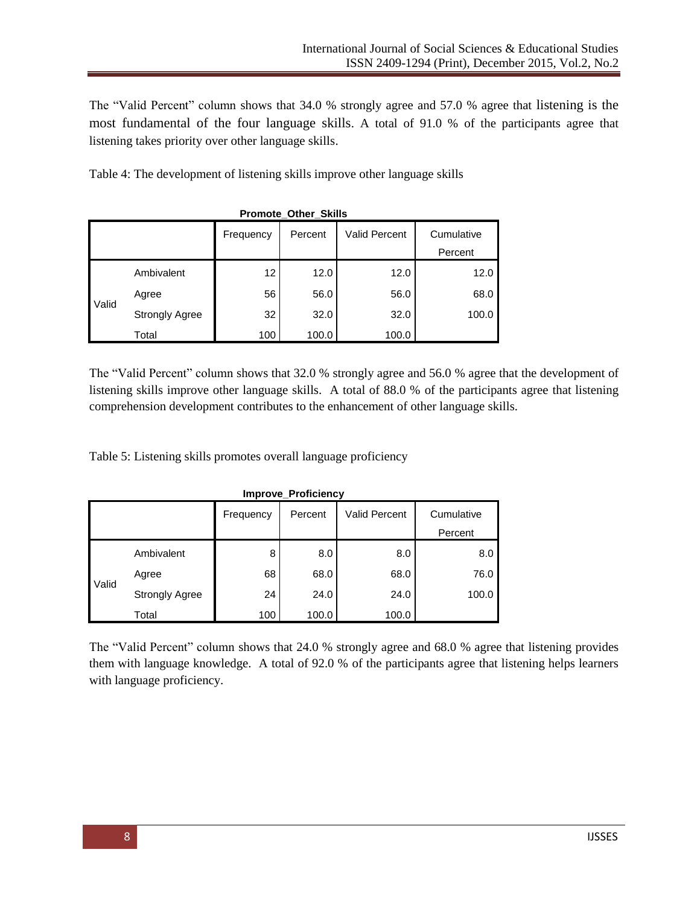The “Valid Percent” column shows that 34.0 % strongly agree and 57.0 % agree that listening is the most fundamental of the four language skills. A total of 91.0 % of the participants agree that listening takes priority over other language skills.

Table 4: The development of listening skills improve other language skills

**Promote_Other_Skills**

| | | Frequency | Percent | Valid Percent | Cumulative Percent |
|---|---|---|---|---|---|
| Valid | Ambivalent | 12 | 12.0 | 12.0 | 12.0 |
| | Agree | 56 | 56.0 | 56.0 | 68.0 |
| | Strongly Agree | 32 | 32.0 | 32.0 | 100.0 |
| | Total | 100 | 100.0 | 100.0 | |

The “Valid Percent” column shows that 32.0 % strongly agree and 56.0 % agree that the development of listening skills improve other language skills. A total of 88.0 % of the participants agree that listening comprehension development contributes to the enhancement of other language skills.

Table 5: Listening skills promotes overall language proficiency

**Improve_Proficiency**

| | | Frequency | Percent | Valid Percent | Cumulative Percent |
|---|---|---|---|---|---|
| Valid | Ambivalent | 8 | 8.0 | 8.0 | 8.0 |
| | Agree | 68 | 68.0 | 68.0 | 76.0 |
| | Strongly Agree | 24 | 24.0 | 24.0 | 100.0 |
| | Total | 100 | 100.0 | 100.0 | |

The “Valid Percent” column shows that 24.0 % strongly agree and 68.0 % agree that listening provides them with language knowledge. A total of 92.0 % of the participants agree that listening helps learners with language proficiency.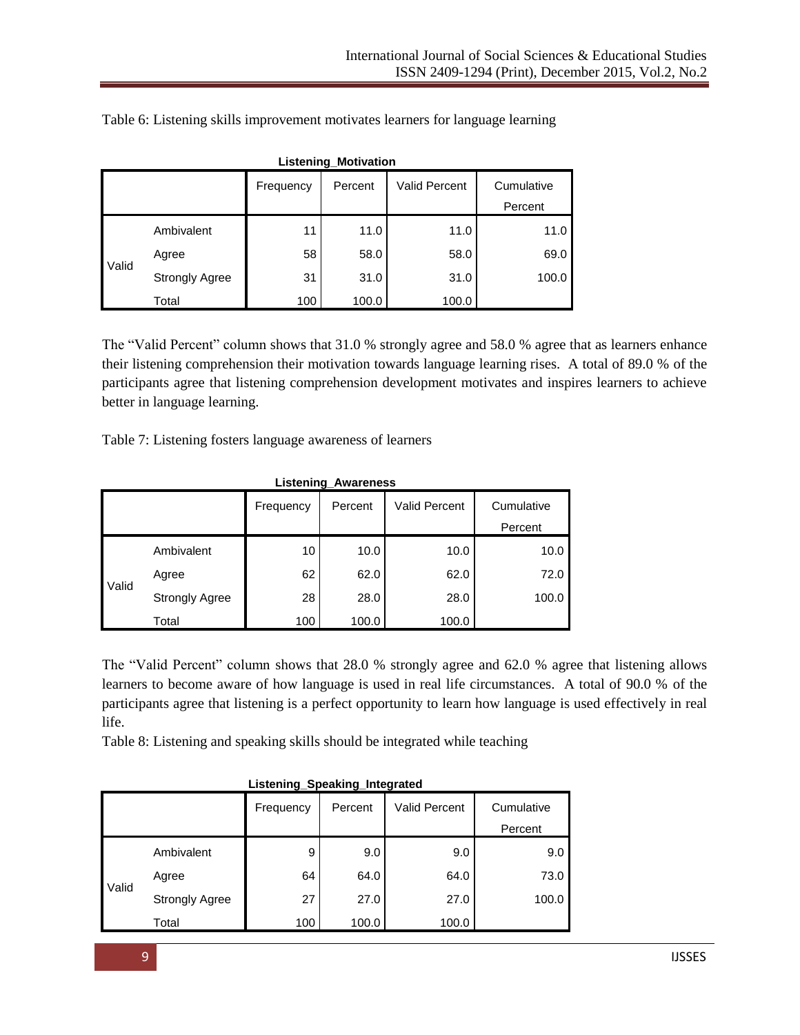Table 6: Listening skills improvement motivates learners for language learning

**Listening_Motivation**

| | | Frequency | Percent | Valid Percent | Cumulative Percent |
|---|---|---|---|---|---|
| Valid | Ambivalent | 11 | 11.0 | 11.0 | 11.0 |
| | Agree | 58 | 58.0 | 58.0 | 69.0 |
| | Strongly Agree | 31 | 31.0 | 31.0 | 100.0 |
| | Total | 100 | 100.0 | 100.0 | |

The "Valid Percent" column shows that 31.0 % strongly agree and 58.0 % agree that as learners enhance their listening comprehension their motivation towards language learning rises. A total of 89.0 % of the participants agree that listening comprehension development motivates and inspires learners to achieve better in language learning.

Table 7: Listening fosters language awareness of learners

**Listening_Awareness**

| | | Frequency | Percent | Valid Percent | Cumulative Percent |
|---|---|---|---|---|---|
| Valid | Ambivalent | 10 | 10.0 | 10.0 | 10.0 |
| | Agree | 62 | 62.0 | 62.0 | 72.0 |
| | Strongly Agree | 28 | 28.0 | 28.0 | 100.0 |
| | Total | 100 | 100.0 | 100.0 | |

The "Valid Percent" column shows that 28.0 % strongly agree and 62.0 % agree that listening allows learners to become aware of how language is used in real life circumstances. A total of 90.0 % of the participants agree that listening is a perfect opportunity to learn how language is used effectively in real life.

Table 8: Listening and speaking skills should be integrated while teaching

**Listening_Speaking_Integrated**

| | | Frequency | Percent | Valid Percent | Cumulative Percent |
|---|---|---|---|---|---|
| Valid | Ambivalent | 9 | 9.0 | 9.0 | 9.0 |
| | Agree | 64 | 64.0 | 64.0 | 73.0 |
| | Strongly Agree | 27 | 27.0 | 27.0 | 100.0 |
| | Total | 100 | 100.0 | 100.0 | |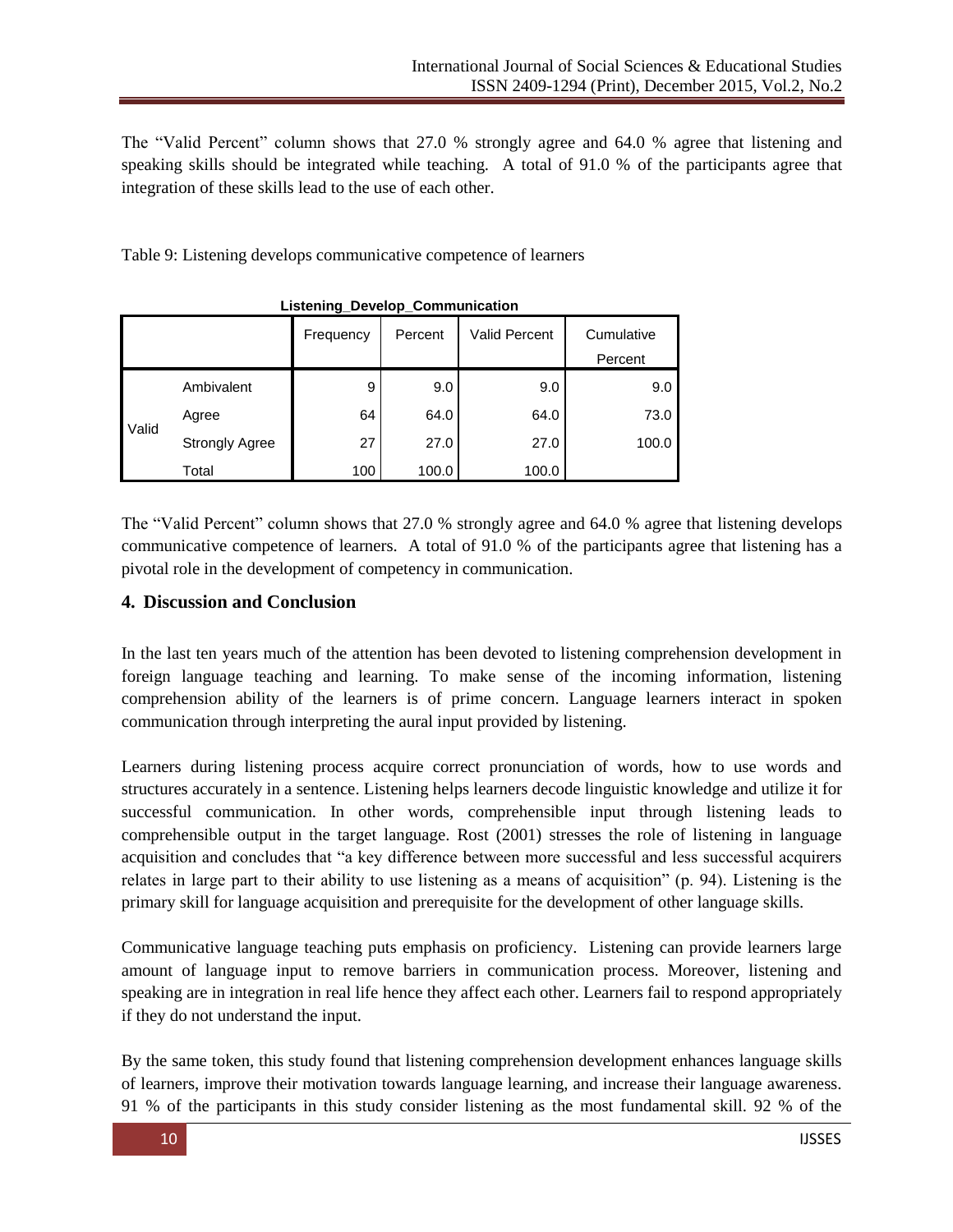The "Valid Percent" column shows that 27.0 % strongly agree and 64.0 % agree that listening and speaking skills should be integrated while teaching. A total of 91.0 % of the participants agree that integration of these skills lead to the use of each other.

Table 9: Listening develops communicative competence of learners

**Listening_Develop_Communication**

| | | Frequency | Percent | Valid Percent | Cumulative Percent |
|---|---|---|---|---|---|
| Valid | Ambivalent | 9 | 9.0 | 9.0 | 9.0 |
| | Agree | 64 | 64.0 | 64.0 | 73.0 |
| | Strongly Agree | 27 | 27.0 | 27.0 | 100.0 |
| | Total | 100 | 100.0 | 100.0 | |

The "Valid Percent" column shows that 27.0 % strongly agree and 64.0 % agree that listening develops communicative competence of learners. A total of 91.0 % of the participants agree that listening has a pivotal role in the development of competency in communication.

## 4. Discussion and Conclusion

In the last ten years much of the attention has been devoted to listening comprehension development in foreign language teaching and learning. To make sense of the incoming information, listening comprehension ability of the learners is of prime concern. Language learners interact in spoken communication through interpreting the aural input provided by listening.

Learners during listening process acquire correct pronunciation of words, how to use words and structures accurately in a sentence. Listening helps learners decode linguistic knowledge and utilize it for successful communication. In other words, comprehensible input through listening leads to comprehensible output in the target language. Rost (2001) stresses the role of listening in language acquisition and concludes that "a key difference between more successful and less successful acquirers relates in large part to their ability to use listening as a means of acquisition" (p. 94). Listening is the primary skill for language acquisition and prerequisite for the development of other language skills.

Communicative language teaching puts emphasis on proficiency. Listening can provide learners large amount of language input to remove barriers in communication process. Moreover, listening and speaking are in integration in real life hence they affect each other. Learners fail to respond appropriately if they do not understand the input.

By the same token, this study found that listening comprehension development enhances language skills of learners, improve their motivation towards language learning, and increase their language awareness. 91 % of the participants in this study consider listening as the most fundamental skill. 92 % of the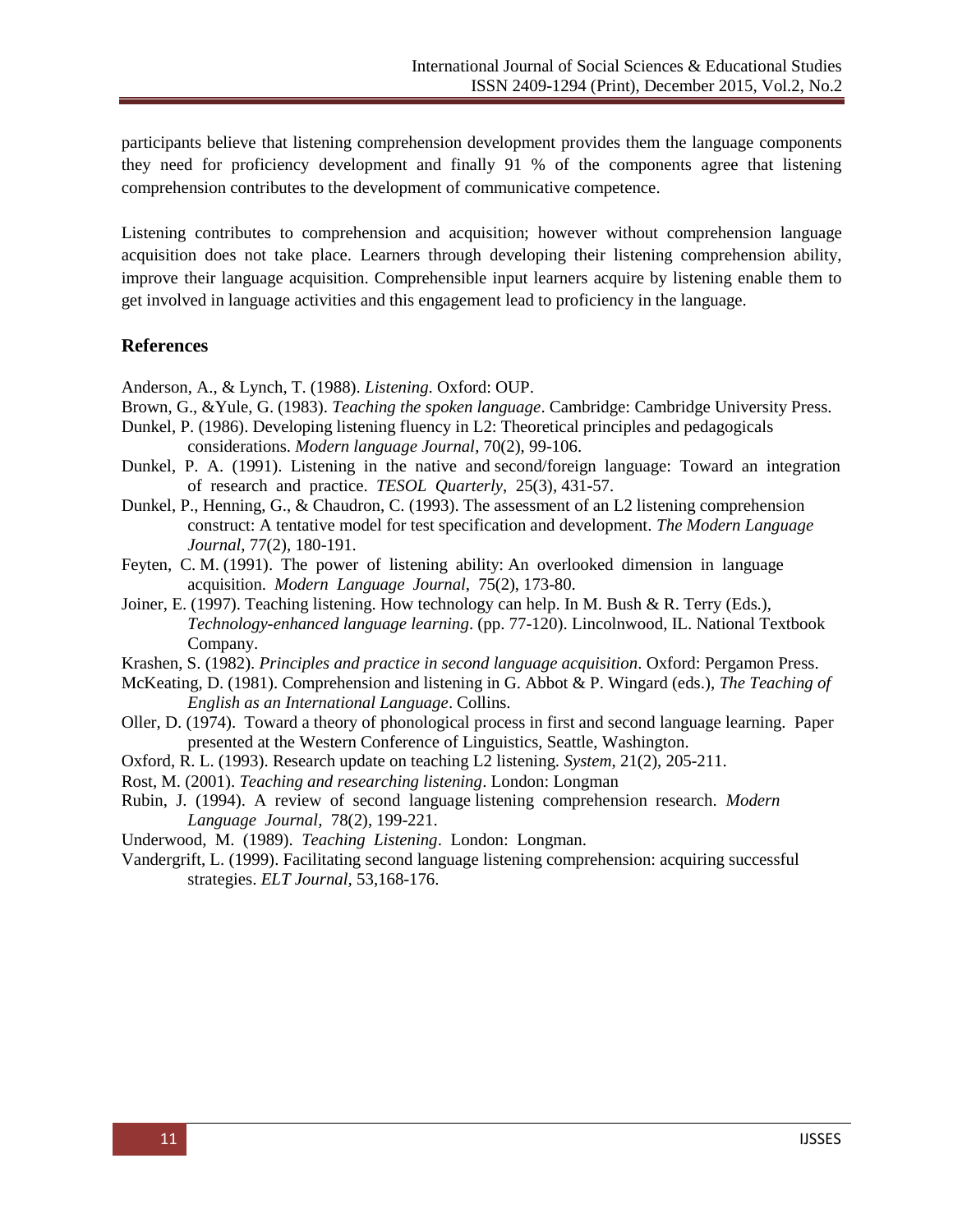participants believe that listening comprehension development provides them the language components they need for proficiency development and finally 91 % of the components agree that listening comprehension contributes to the development of communicative competence.

Listening contributes to comprehension and acquisition; however without comprehension language acquisition does not take place. Learners through developing their listening comprehension ability, improve their language acquisition. Comprehensible input learners acquire by listening enable them to get involved in language activities and this engagement lead to proficiency in the language.

## References

Anderson, A., & Lynch, T. (1988). *Listening*. Oxford: OUP.

Brown, G., &Yule, G. (1983). *Teaching the spoken language*. Cambridge: Cambridge University Press.

Dunkel, P. (1986). Developing listening fluency in L2: Theoretical principles and pedagogicals considerations. *Modern language Journal*, 70(2), 99-106.

Dunkel, P. A. (1991). Listening in the native and second/foreign language: Toward an integration of research and practice. *TESOL Quarterly*, 25(3), 431-57.

Dunkel, P., Henning, G., & Chaudron, C. (1993). The assessment of an L2 listening comprehension construct: A tentative model for test specification and development. *The Modern Language Journal*, 77(2), 180-191.

Feyten, C. M. (1991). The power of listening ability: An overlooked dimension in language acquisition. *Modern Language Journal*, 75(2), 173-80.

Joiner, E. (1997). Teaching listening. How technology can help. In M. Bush & R. Terry (Eds.), *Technology-enhanced language learning*. (pp. 77-120). Lincolnwood, IL. National Textbook Company.

Krashen, S. (1982). *Principles and practice in second language acquisition*. Oxford: Pergamon Press.

McKeating, D. (1981). Comprehension and listening in G. Abbot & P. Wingard (eds.), *The Teaching of English as an International Language*. Collins.

Oller, D. (1974). Toward a theory of phonological process in first and second language learning. Paper presented at the Western Conference of Linguistics, Seattle, Washington.

Oxford, R. L. (1993). Research update on teaching L2 listening. *System*, 21(2), 205-211.

Rost, M. (2001). *Teaching and researching listening*. London: Longman

Rubin, J. (1994). A review of second language listening comprehension research. *Modern Language Journal*, 78(2), 199-221.

Underwood, M. (1989). *Teaching Listening*. London: Longman.

Vandergrift, L. (1999). Facilitating second language listening comprehension: acquiring successful strategies. *ELT Journal*, 53,168-176.